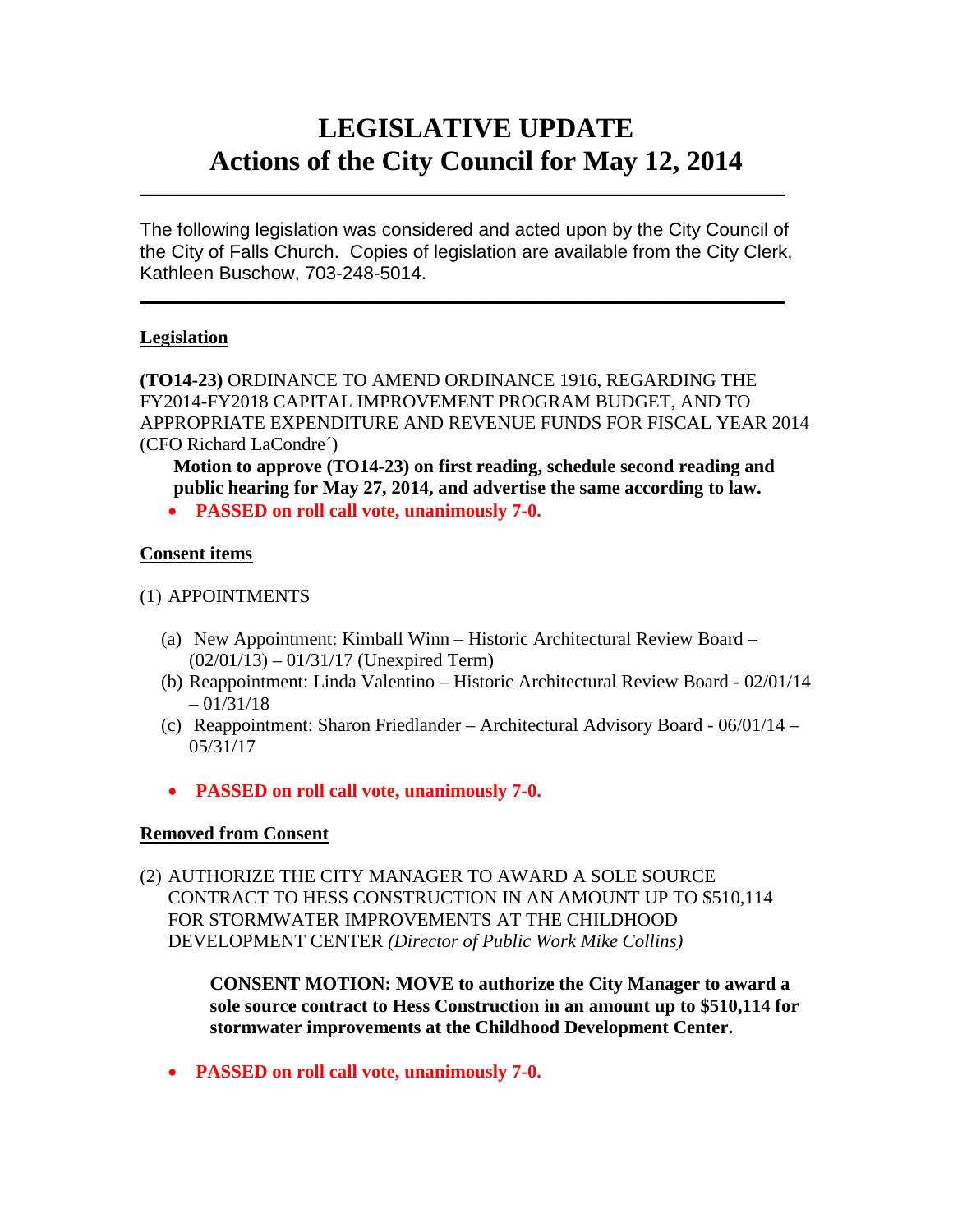# LEGISLATIVE UPDATE
# Actions of the City Council for May 12, 2014

---

The following legislation was considered and acted upon by the City Council of the City of Falls Church. Copies of legislation are available from the City Clerk, Kathleen Buschow, 703-248-5014.

---

## Legislation

**(TO14-23)** ORDINANCE TO AMEND ORDINANCE 1916, REGARDING THE FY2014-FY2018 CAPITAL IMPROVEMENT PROGRAM BUDGET, AND TO APPROPRIATE EXPENDITURE AND REVENUE FUNDS FOR FISCAL YEAR 2014 (CFO Richard LaCondre´)

**Motion to approve (TO14-23) on first reading, schedule second reading and public hearing for May 27, 2014, and advertise the same according to law.**

- **PASSED on roll call vote, unanimously 7-0.**

## Consent items

(1) APPOINTMENTS

(a) New Appointment: Kimball Winn – Historic Architectural Review Board – (02/01/13) – 01/31/17 (Unexpired Term)
(b) Reappointment: Linda Valentino – Historic Architectural Review Board - 02/01/14 – 01/31/18
(c) Reappointment: Sharon Friedlander – Architectural Advisory Board - 06/01/14 – 05/31/17

- **PASSED on roll call vote, unanimously 7-0.**

## Removed from Consent

(2) AUTHORIZE THE CITY MANAGER TO AWARD A SOLE SOURCE CONTRACT TO HESS CONSTRUCTION IN AN AMOUNT UP TO $510,114 FOR STORMWATER IMPROVEMENTS AT THE CHILDHOOD DEVELOPMENT CENTER *(Director of Public Work Mike Collins)*

**CONSENT MOTION: MOVE to authorize the City Manager to award a sole source contract to Hess Construction in an amount up to $510,114 for stormwater improvements at the Childhood Development Center.**

- **PASSED on roll call vote, unanimously 7-0.**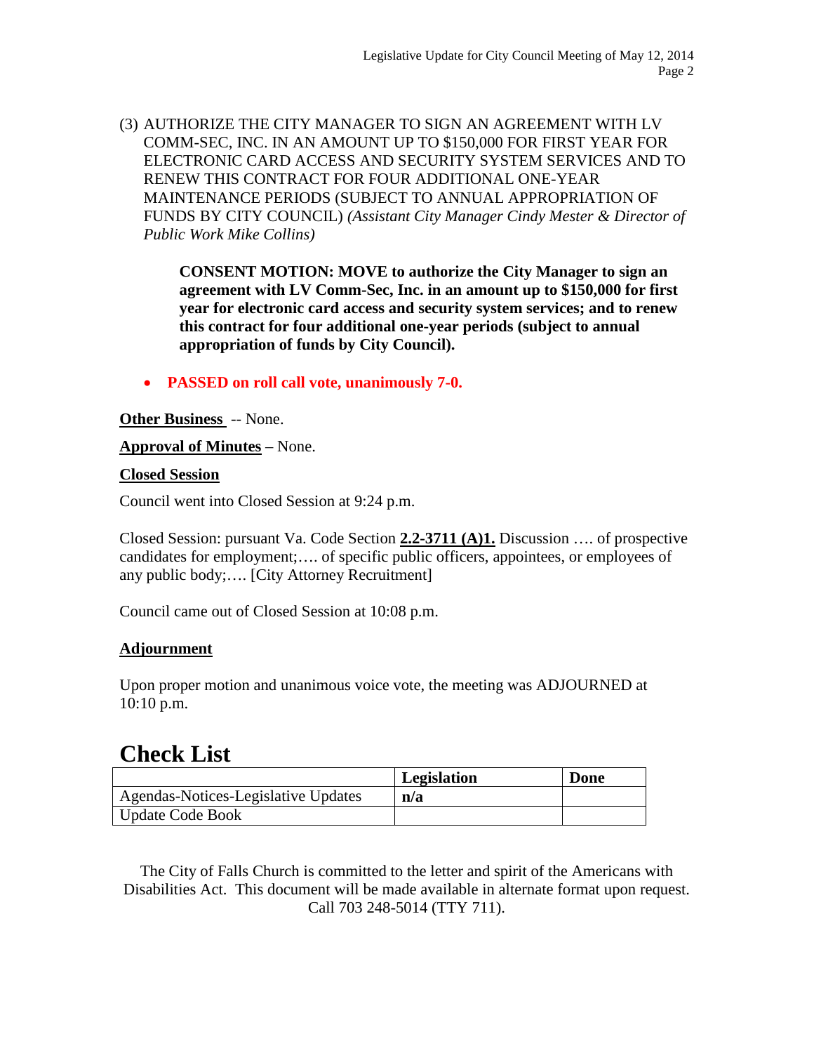(3) AUTHORIZE THE CITY MANAGER TO SIGN AN AGREEMENT WITH LV COMM-SEC, INC. IN AN AMOUNT UP TO $150,000 FOR FIRST YEAR FOR ELECTRONIC CARD ACCESS AND SECURITY SYSTEM SERVICES AND TO RENEW THIS CONTRACT FOR FOUR ADDITIONAL ONE-YEAR MAINTENANCE PERIODS (SUBJECT TO ANNUAL APPROPRIATION OF FUNDS BY CITY COUNCIL) *(Assistant City Manager Cindy Mester & Director of Public Work Mike Collins)*

> **CONSENT MOTION: MOVE to authorize the City Manager to sign an agreement with LV Comm-Sec, Inc. in an amount up to $150,000 for first year for electronic card access and security system services; and to renew this contract for four additional one-year periods (subject to annual appropriation of funds by City Council).**

- **PASSED on roll call vote, unanimously 7-0.**

**Other Business** -- None.

**Approval of Minutes** – None.

**Closed Session**

Council went into Closed Session at 9:24 p.m.

Closed Session: pursuant Va. Code Section **2.2-3711 (A)1.** Discussion …. of prospective candidates for employment;…. of specific public officers, appointees, or employees of any public body;…. [City Attorney Recruitment]

Council came out of Closed Session at 10:08 p.m.

**Adjournment**

Upon proper motion and unanimous voice vote, the meeting was ADJOURNED at 10:10 p.m.

# Check List

| | Legislation | Done |
|---|---|---|
| Agendas-Notices-Legislative Updates | **n/a** | |
| Update Code Book | | |

The City of Falls Church is committed to the letter and spirit of the Americans with Disabilities Act. This document will be made available in alternate format upon request. Call 703 248-5014 (TTY 711).